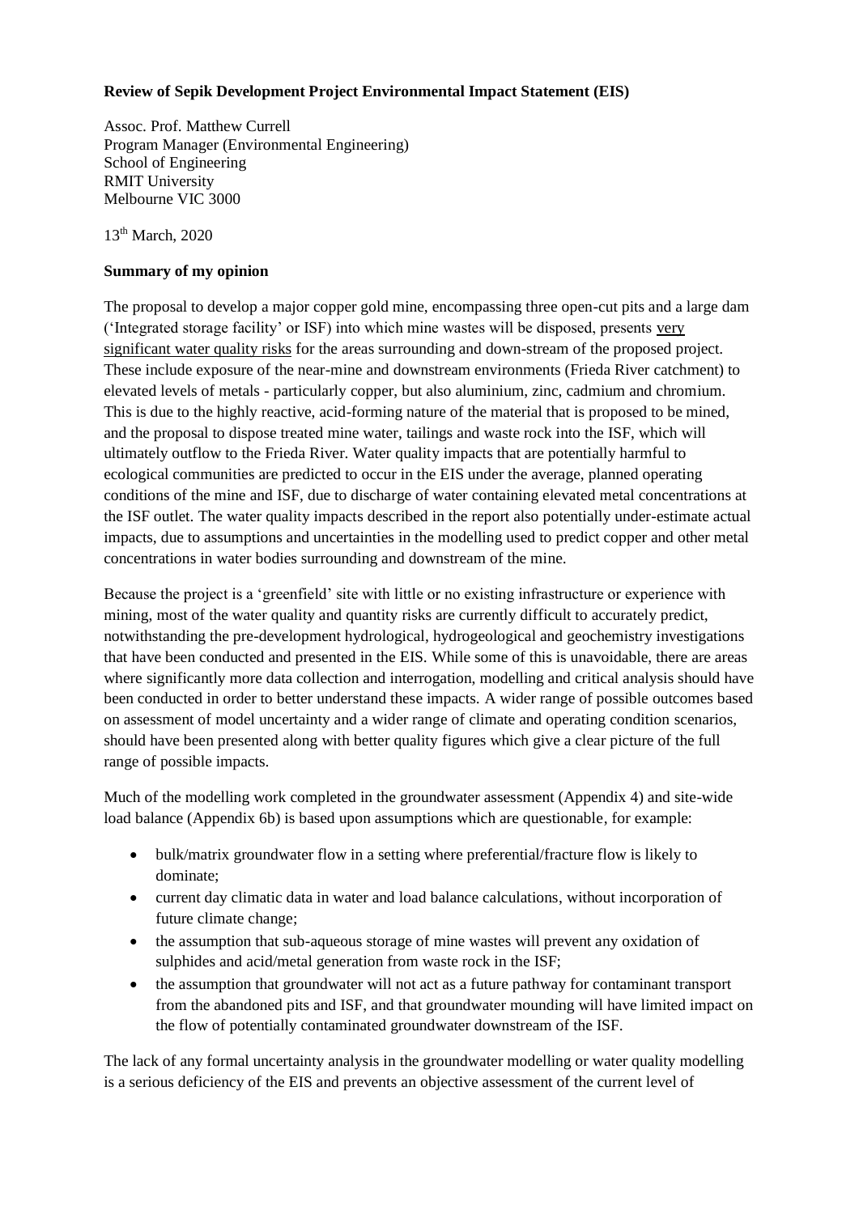**Review of Sepik Development Project Environmental Impact Statement (EIS)**

Assoc. Prof. Matthew Currell
Program Manager (Environmental Engineering)
School of Engineering
RMIT University
Melbourne VIC 3000

13th March, 2020

**Summary of my opinion**

The proposal to develop a major copper gold mine, encompassing three open-cut pits and a large dam ('Integrated storage facility' or ISF) into which mine wastes will be disposed, presents very significant water quality risks for the areas surrounding and down-stream of the proposed project. These include exposure of the near-mine and downstream environments (Frieda River catchment) to elevated levels of metals - particularly copper, but also aluminium, zinc, cadmium and chromium. This is due to the highly reactive, acid-forming nature of the material that is proposed to be mined, and the proposal to dispose treated mine water, tailings and waste rock into the ISF, which will ultimately outflow to the Frieda River. Water quality impacts that are potentially harmful to ecological communities are predicted to occur in the EIS under the average, planned operating conditions of the mine and ISF, due to discharge of water containing elevated metal concentrations at the ISF outlet. The water quality impacts described in the report also potentially under-estimate actual impacts, due to assumptions and uncertainties in the modelling used to predict copper and other metal concentrations in water bodies surrounding and downstream of the mine.

Because the project is a 'greenfield' site with little or no existing infrastructure or experience with mining, most of the water quality and quantity risks are currently difficult to accurately predict, notwithstanding the pre-development hydrological, hydrogeological and geochemistry investigations that have been conducted and presented in the EIS. While some of this is unavoidable, there are areas where significantly more data collection and interrogation, modelling and critical analysis should have been conducted in order to better understand these impacts. A wider range of possible outcomes based on assessment of model uncertainty and a wider range of climate and operating condition scenarios, should have been presented along with better quality figures which give a clear picture of the full range of possible impacts.

Much of the modelling work completed in the groundwater assessment (Appendix 4) and site-wide load balance (Appendix 6b) is based upon assumptions which are questionable, for example:

- bulk/matrix groundwater flow in a setting where preferential/fracture flow is likely to dominate;
- current day climatic data in water and load balance calculations, without incorporation of future climate change;
- the assumption that sub-aqueous storage of mine wastes will prevent any oxidation of sulphides and acid/metal generation from waste rock in the ISF;
- the assumption that groundwater will not act as a future pathway for contaminant transport from the abandoned pits and ISF, and that groundwater mounding will have limited impact on the flow of potentially contaminated groundwater downstream of the ISF.

The lack of any formal uncertainty analysis in the groundwater modelling or water quality modelling is a serious deficiency of the EIS and prevents an objective assessment of the current level of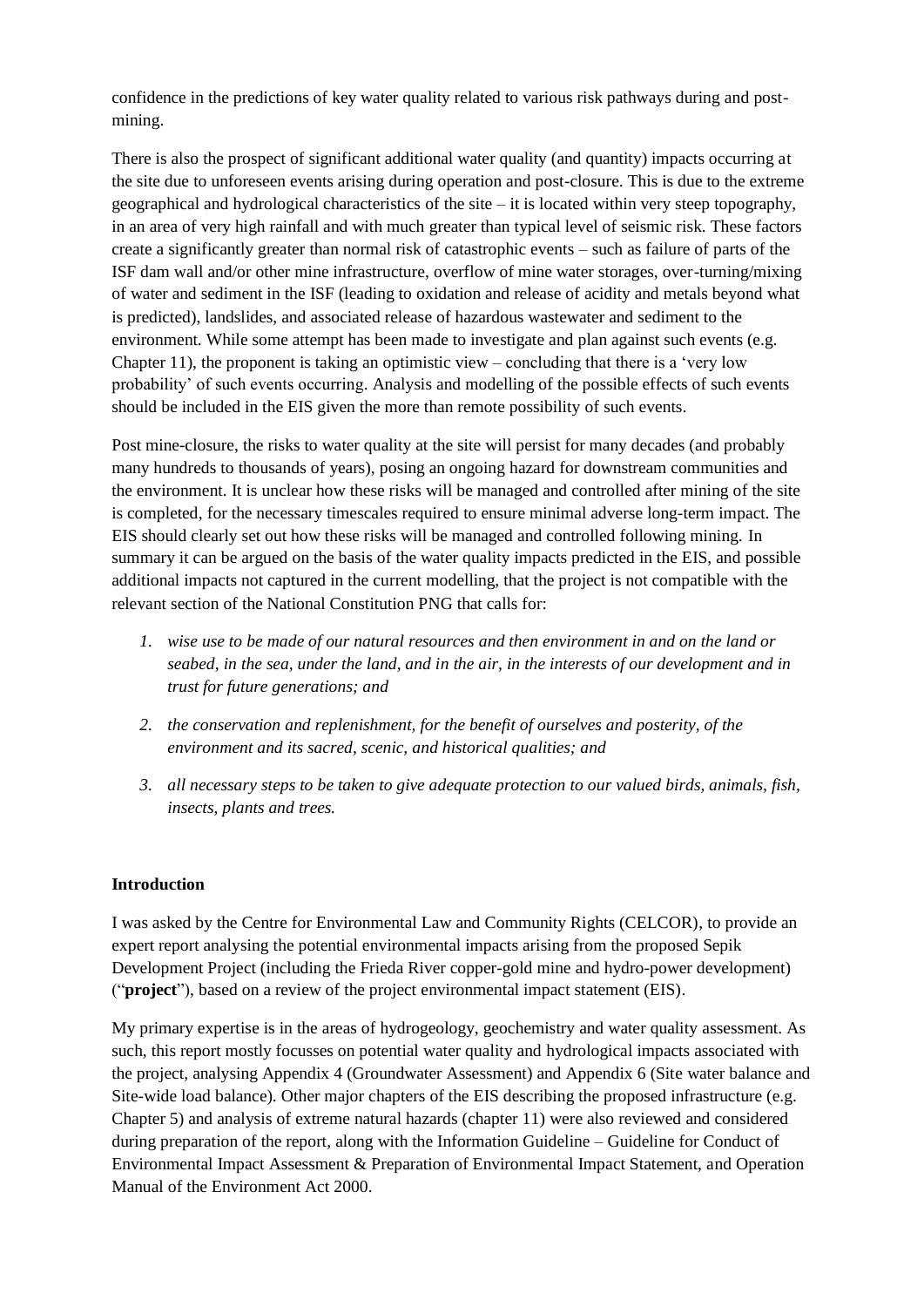confidence in the predictions of key water quality related to various risk pathways during and post-mining.

There is also the prospect of significant additional water quality (and quantity) impacts occurring at the site due to unforeseen events arising during operation and post-closure. This is due to the extreme geographical and hydrological characteristics of the site – it is located within very steep topography, in an area of very high rainfall and with much greater than typical level of seismic risk. These factors create a significantly greater than normal risk of catastrophic events – such as failure of parts of the ISF dam wall and/or other mine infrastructure, overflow of mine water storages, over-turning/mixing of water and sediment in the ISF (leading to oxidation and release of acidity and metals beyond what is predicted), landslides, and associated release of hazardous wastewater and sediment to the environment. While some attempt has been made to investigate and plan against such events (e.g. Chapter 11), the proponent is taking an optimistic view – concluding that there is a 'very low probability' of such events occurring. Analysis and modelling of the possible effects of such events should be included in the EIS given the more than remote possibility of such events.

Post mine-closure, the risks to water quality at the site will persist for many decades (and probably many hundreds to thousands of years), posing an ongoing hazard for downstream communities and the environment. It is unclear how these risks will be managed and controlled after mining of the site is completed, for the necessary timescales required to ensure minimal adverse long-term impact. The EIS should clearly set out how these risks will be managed and controlled following mining. In summary it can be argued on the basis of the water quality impacts predicted in the EIS, and possible additional impacts not captured in the current modelling, that the project is not compatible with the relevant section of the National Constitution PNG that calls for:

1. *wise use to be made of our natural resources and then environment in and on the land or seabed, in the sea, under the land, and in the air, in the interests of our development and in trust for future generations; and*
2. *the conservation and replenishment, for the benefit of ourselves and posterity, of the environment and its sacred, scenic, and historical qualities; and*
3. *all necessary steps to be taken to give adequate protection to our valued birds, animals, fish, insects, plants and trees.*

**Introduction**

I was asked by the Centre for Environmental Law and Community Rights (CELCOR), to provide an expert report analysing the potential environmental impacts arising from the proposed Sepik Development Project (including the Frieda River copper-gold mine and hydro-power development) ("**project**"), based on a review of the project environmental impact statement (EIS).

My primary expertise is in the areas of hydrogeology, geochemistry and water quality assessment. As such, this report mostly focusses on potential water quality and hydrological impacts associated with the project, analysing Appendix 4 (Groundwater Assessment) and Appendix 6 (Site water balance and Site-wide load balance). Other major chapters of the EIS describing the proposed infrastructure (e.g. Chapter 5) and analysis of extreme natural hazards (chapter 11) were also reviewed and considered during preparation of the report, along with the Information Guideline – Guideline for Conduct of Environmental Impact Assessment & Preparation of Environmental Impact Statement, and Operation Manual of the Environment Act 2000.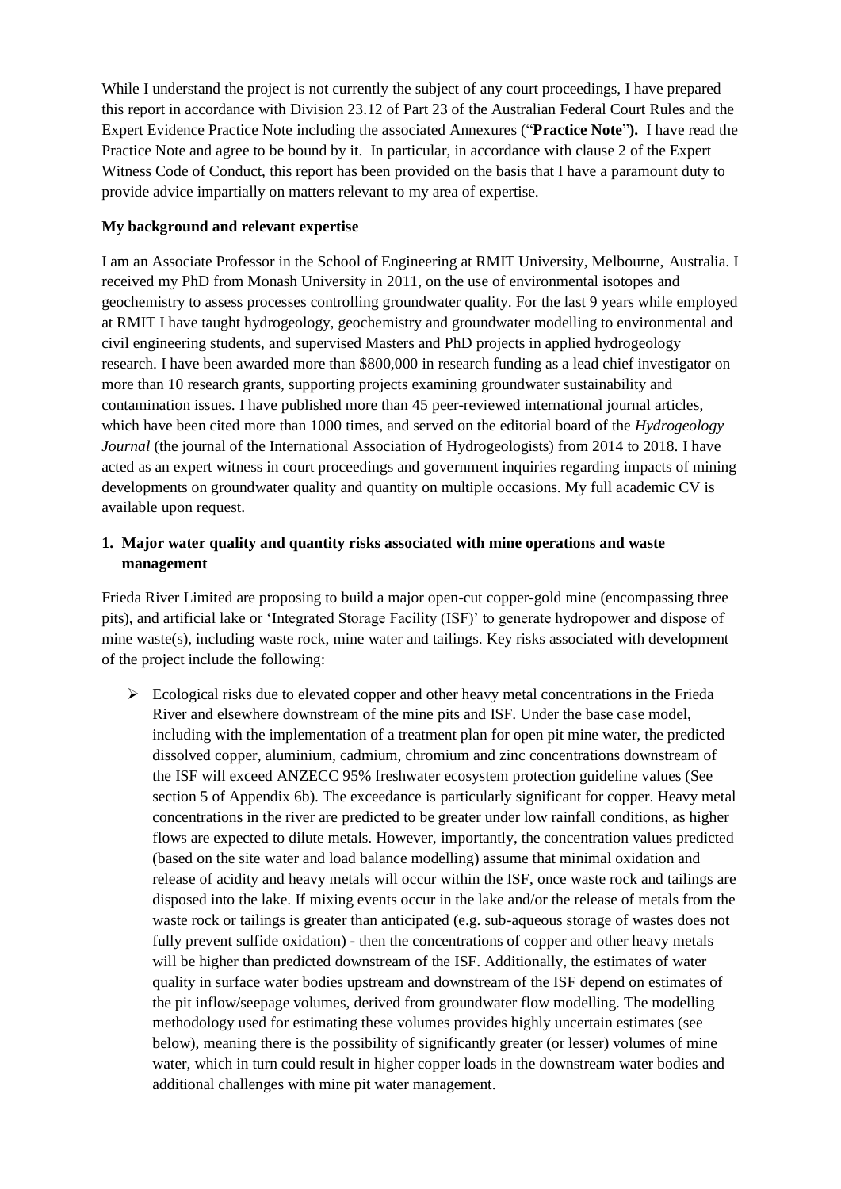While I understand the project is not currently the subject of any court proceedings, I have prepared this report in accordance with Division 23.12 of Part 23 of the Australian Federal Court Rules and the Expert Evidence Practice Note including the associated Annexures ("**Practice Note**"**).** I have read the Practice Note and agree to be bound by it. In particular, in accordance with clause 2 of the Expert Witness Code of Conduct, this report has been provided on the basis that I have a paramount duty to provide advice impartially on matters relevant to my area of expertise.

**My background and relevant expertise**

I am an Associate Professor in the School of Engineering at RMIT University, Melbourne, Australia. I received my PhD from Monash University in 2011, on the use of environmental isotopes and geochemistry to assess processes controlling groundwater quality. For the last 9 years while employed at RMIT I have taught hydrogeology, geochemistry and groundwater modelling to environmental and civil engineering students, and supervised Masters and PhD projects in applied hydrogeology research. I have been awarded more than $800,000 in research funding as a lead chief investigator on more than 10 research grants, supporting projects examining groundwater sustainability and contamination issues. I have published more than 45 peer-reviewed international journal articles, which have been cited more than 1000 times, and served on the editorial board of the *Hydrogeology Journal* (the journal of the International Association of Hydrogeologists) from 2014 to 2018. I have acted as an expert witness in court proceedings and government inquiries regarding impacts of mining developments on groundwater quality and quantity on multiple occasions. My full academic CV is available upon request.

## 1. Major water quality and quantity risks associated with mine operations and waste management

Frieda River Limited are proposing to build a major open-cut copper-gold mine (encompassing three pits), and artificial lake or 'Integrated Storage Facility (ISF)' to generate hydropower and dispose of mine waste(s), including waste rock, mine water and tailings. Key risks associated with development of the project include the following:

- Ecological risks due to elevated copper and other heavy metal concentrations in the Frieda River and elsewhere downstream of the mine pits and ISF. Under the base case model, including with the implementation of a treatment plan for open pit mine water, the predicted dissolved copper, aluminium, cadmium, chromium and zinc concentrations downstream of the ISF will exceed ANZECC 95% freshwater ecosystem protection guideline values (See section 5 of Appendix 6b). The exceedance is particularly significant for copper. Heavy metal concentrations in the river are predicted to be greater under low rainfall conditions, as higher flows are expected to dilute metals. However, importantly, the concentration values predicted (based on the site water and load balance modelling) assume that minimal oxidation and release of acidity and heavy metals will occur within the ISF, once waste rock and tailings are disposed into the lake. If mixing events occur in the lake and/or the release of metals from the waste rock or tailings is greater than anticipated (e.g. sub-aqueous storage of wastes does not fully prevent sulfide oxidation) - then the concentrations of copper and other heavy metals will be higher than predicted downstream of the ISF. Additionally, the estimates of water quality in surface water bodies upstream and downstream of the ISF depend on estimates of the pit inflow/seepage volumes, derived from groundwater flow modelling. The modelling methodology used for estimating these volumes provides highly uncertain estimates (see below), meaning there is the possibility of significantly greater (or lesser) volumes of mine water, which in turn could result in higher copper loads in the downstream water bodies and additional challenges with mine pit water management.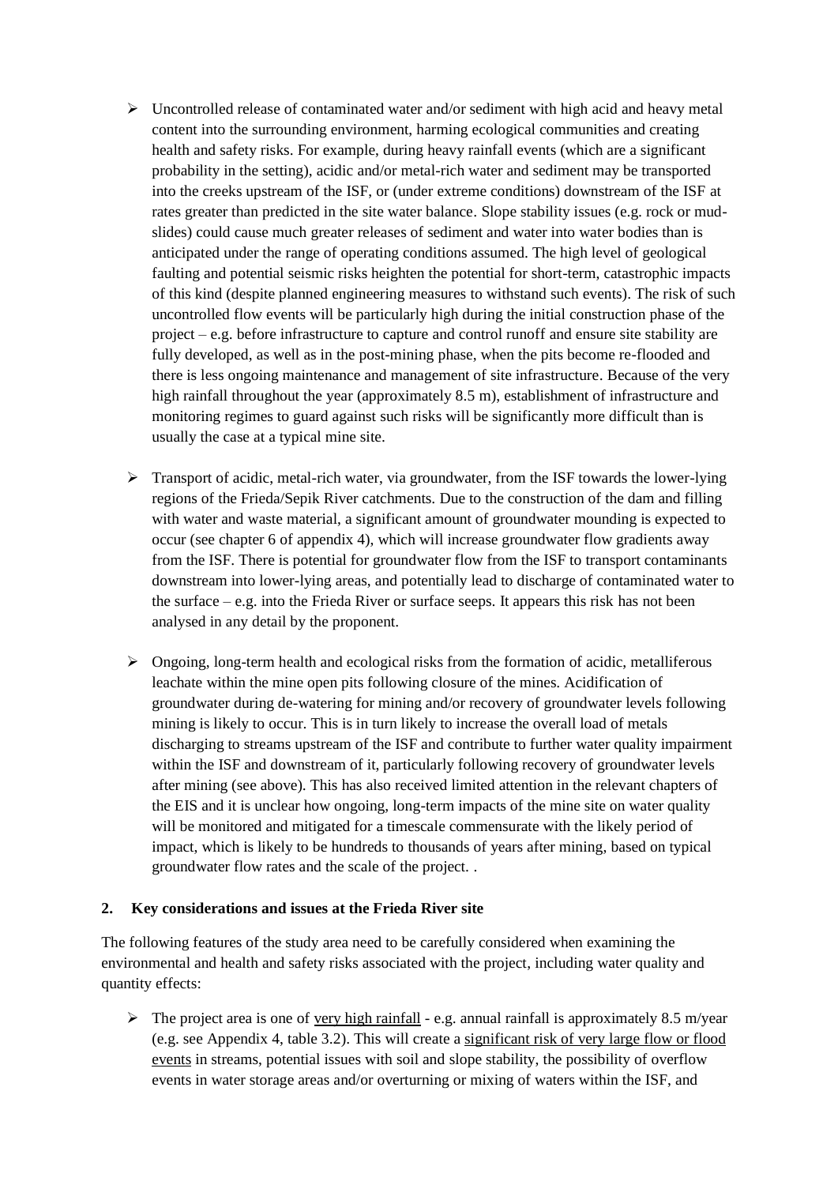- Uncontrolled release of contaminated water and/or sediment with high acid and heavy metal content into the surrounding environment, harming ecological communities and creating health and safety risks. For example, during heavy rainfall events (which are a significant probability in the setting), acidic and/or metal-rich water and sediment may be transported into the creeks upstream of the ISF, or (under extreme conditions) downstream of the ISF at rates greater than predicted in the site water balance. Slope stability issues (e.g. rock or mud-slides) could cause much greater releases of sediment and water into water bodies than is anticipated under the range of operating conditions assumed. The high level of geological faulting and potential seismic risks heighten the potential for short-term, catastrophic impacts of this kind (despite planned engineering measures to withstand such events). The risk of such uncontrolled flow events will be particularly high during the initial construction phase of the project – e.g. before infrastructure to capture and control runoff and ensure site stability are fully developed, as well as in the post-mining phase, when the pits become re-flooded and there is less ongoing maintenance and management of site infrastructure. Because of the very high rainfall throughout the year (approximately 8.5 m), establishment of infrastructure and monitoring regimes to guard against such risks will be significantly more difficult than is usually the case at a typical mine site.

- Transport of acidic, metal-rich water, via groundwater, from the ISF towards the lower-lying regions of the Frieda/Sepik River catchments. Due to the construction of the dam and filling with water and waste material, a significant amount of groundwater mounding is expected to occur (see chapter 6 of appendix 4), which will increase groundwater flow gradients away from the ISF. There is potential for groundwater flow from the ISF to transport contaminants downstream into lower-lying areas, and potentially lead to discharge of contaminated water to the surface – e.g. into the Frieda River or surface seeps. It appears this risk has not been analysed in any detail by the proponent.

- Ongoing, long-term health and ecological risks from the formation of acidic, metalliferous leachate within the mine open pits following closure of the mines. Acidification of groundwater during de-watering for mining and/or recovery of groundwater levels following mining is likely to occur. This is in turn likely to increase the overall load of metals discharging to streams upstream of the ISF and contribute to further water quality impairment within the ISF and downstream of it, particularly following recovery of groundwater levels after mining (see above). This has also received limited attention in the relevant chapters of the EIS and it is unclear how ongoing, long-term impacts of the mine site on water quality will be monitored and mitigated for a timescale commensurate with the likely period of impact, which is likely to be hundreds to thousands of years after mining, based on typical groundwater flow rates and the scale of the project. .

## 2. Key considerations and issues at the Frieda River site

The following features of the study area need to be carefully considered when examining the environmental and health and safety risks associated with the project, including water quality and quantity effects:

- The project area is one of <u>very high rainfall</u> - e.g. annual rainfall is approximately 8.5 m/year (e.g. see Appendix 4, table 3.2). This will create a <u>significant risk of very large flow or flood events</u> in streams, potential issues with soil and slope stability, the possibility of overflow events in water storage areas and/or overturning or mixing of waters within the ISF, and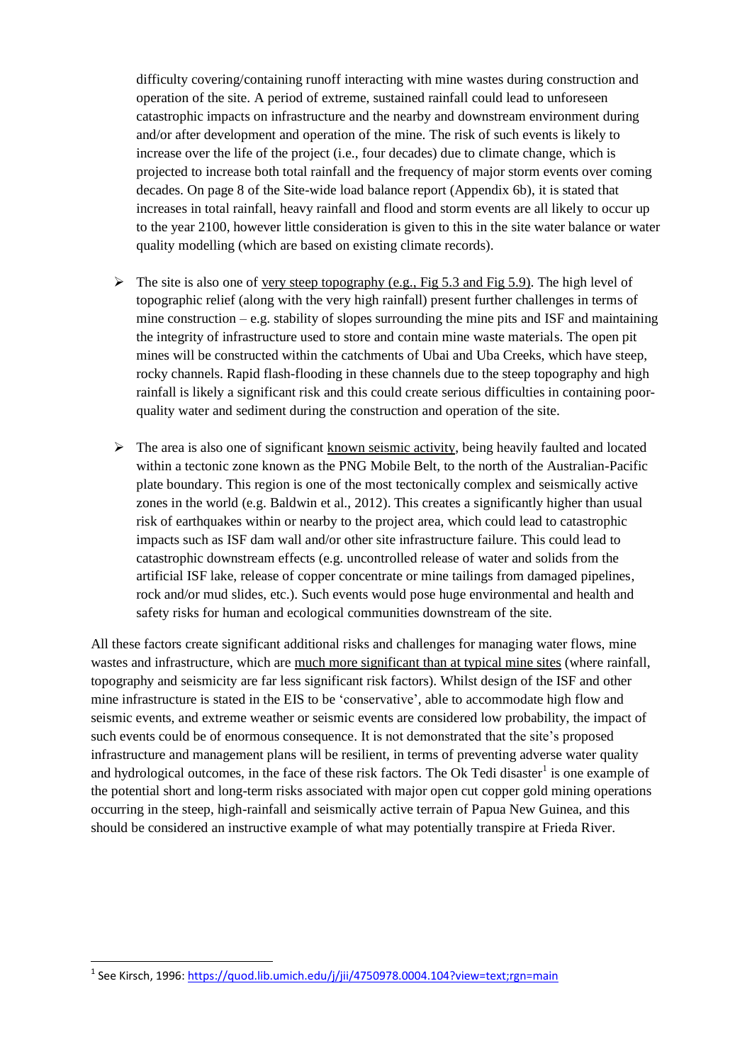difficulty covering/containing runoff interacting with mine wastes during construction and operation of the site. A period of extreme, sustained rainfall could lead to unforeseen catastrophic impacts on infrastructure and the nearby and downstream environment during and/or after development and operation of the mine. The risk of such events is likely to increase over the life of the project (i.e., four decades) due to climate change, which is projected to increase both total rainfall and the frequency of major storm events over coming decades. On page 8 of the Site-wide load balance report (Appendix 6b), it is stated that increases in total rainfall, heavy rainfall and flood and storm events are all likely to occur up to the year 2100, however little consideration is given to this in the site water balance or water quality modelling (which are based on existing climate records).

- The site is also one of <u>very steep topography (e.g., Fig 5.3 and Fig 5.9)</u>. The high level of topographic relief (along with the very high rainfall) present further challenges in terms of mine construction – e.g. stability of slopes surrounding the mine pits and ISF and maintaining the integrity of infrastructure used to store and contain mine waste materials. The open pit mines will be constructed within the catchments of Ubai and Uba Creeks, which have steep, rocky channels. Rapid flash-flooding in these channels due to the steep topography and high rainfall is likely a significant risk and this could create serious difficulties in containing poor-quality water and sediment during the construction and operation of the site.

- The area is also one of significant <u>known seismic activity</u>, being heavily faulted and located within a tectonic zone known as the PNG Mobile Belt, to the north of the Australian-Pacific plate boundary. This region is one of the most tectonically complex and seismically active zones in the world (e.g. Baldwin et al., 2012). This creates a significantly higher than usual risk of earthquakes within or nearby to the project area, which could lead to catastrophic impacts such as ISF dam wall and/or other site infrastructure failure. This could lead to catastrophic downstream effects (e.g. uncontrolled release of water and solids from the artificial ISF lake, release of copper concentrate or mine tailings from damaged pipelines, rock and/or mud slides, etc.). Such events would pose huge environmental and health and safety risks for human and ecological communities downstream of the site.

All these factors create significant additional risks and challenges for managing water flows, mine wastes and infrastructure, which are <u>much more significant than at typical mine sites</u> (where rainfall, topography and seismicity are far less significant risk factors). Whilst design of the ISF and other mine infrastructure is stated in the EIS to be 'conservative', able to accommodate high flow and seismic events, and extreme weather or seismic events are considered low probability, the impact of such events could be of enormous consequence. It is not demonstrated that the site's proposed infrastructure and management plans will be resilient, in terms of preventing adverse water quality and hydrological outcomes, in the face of these risk factors. The Ok Tedi disaster[1] is one example of the potential short and long-term risks associated with major open cut copper gold mining operations occurring in the steep, high-rainfall and seismically active terrain of Papua New Guinea, and this should be considered an instructive example of what may potentially transpire at Frieda River.

---

[1] See Kirsch, 1996: https://quod.lib.umich.edu/j/jii/4750978.0004.104?view=text;rgn=main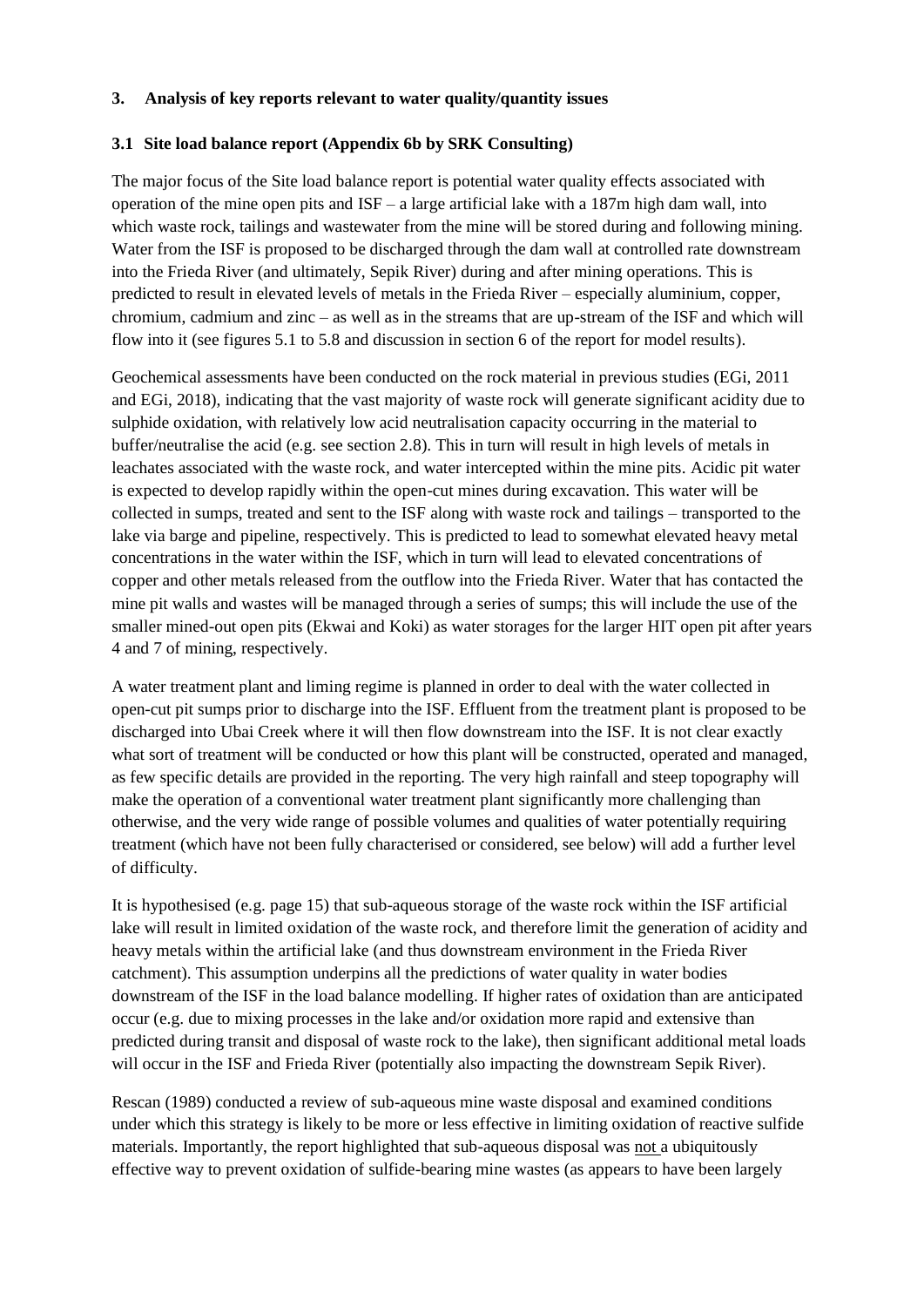### 3. Analysis of key reports relevant to water quality/quantity issues

### 3.1 Site load balance report (Appendix 6b by SRK Consulting)

The major focus of the Site load balance report is potential water quality effects associated with operation of the mine open pits and ISF – a large artificial lake with a 187m high dam wall, into which waste rock, tailings and wastewater from the mine will be stored during and following mining. Water from the ISF is proposed to be discharged through the dam wall at controlled rate downstream into the Frieda River (and ultimately, Sepik River) during and after mining operations. This is predicted to result in elevated levels of metals in the Frieda River – especially aluminium, copper, chromium, cadmium and zinc – as well as in the streams that are up-stream of the ISF and which will flow into it (see figures 5.1 to 5.8 and discussion in section 6 of the report for model results).

Geochemical assessments have been conducted on the rock material in previous studies (EGi, 2011 and EGi, 2018), indicating that the vast majority of waste rock will generate significant acidity due to sulphide oxidation, with relatively low acid neutralisation capacity occurring in the material to buffer/neutralise the acid (e.g. see section 2.8). This in turn will result in high levels of metals in leachates associated with the waste rock, and water intercepted within the mine pits. Acidic pit water is expected to develop rapidly within the open-cut mines during excavation. This water will be collected in sumps, treated and sent to the ISF along with waste rock and tailings – transported to the lake via barge and pipeline, respectively. This is predicted to lead to somewhat elevated heavy metal concentrations in the water within the ISF, which in turn will lead to elevated concentrations of copper and other metals released from the outflow into the Frieda River. Water that has contacted the mine pit walls and wastes will be managed through a series of sumps; this will include the use of the smaller mined-out open pits (Ekwai and Koki) as water storages for the larger HIT open pit after years 4 and 7 of mining, respectively.

A water treatment plant and liming regime is planned in order to deal with the water collected in open-cut pit sumps prior to discharge into the ISF. Effluent from the treatment plant is proposed to be discharged into Ubai Creek where it will then flow downstream into the ISF. It is not clear exactly what sort of treatment will be conducted or how this plant will be constructed, operated and managed, as few specific details are provided in the reporting. The very high rainfall and steep topography will make the operation of a conventional water treatment plant significantly more challenging than otherwise, and the very wide range of possible volumes and qualities of water potentially requiring treatment (which have not been fully characterised or considered, see below) will add a further level of difficulty.

It is hypothesised (e.g. page 15) that sub-aqueous storage of the waste rock within the ISF artificial lake will result in limited oxidation of the waste rock, and therefore limit the generation of acidity and heavy metals within the artificial lake (and thus downstream environment in the Frieda River catchment). This assumption underpins all the predictions of water quality in water bodies downstream of the ISF in the load balance modelling. If higher rates of oxidation than are anticipated occur (e.g. due to mixing processes in the lake and/or oxidation more rapid and extensive than predicted during transit and disposal of waste rock to the lake), then significant additional metal loads will occur in the ISF and Frieda River (potentially also impacting the downstream Sepik River).

Rescan (1989) conducted a review of sub-aqueous mine waste disposal and examined conditions under which this strategy is likely to be more or less effective in limiting oxidation of reactive sulfide materials. Importantly, the report highlighted that sub-aqueous disposal was <u>not</u> a ubiquitously effective way to prevent oxidation of sulfide-bearing mine wastes (as appears to have been largely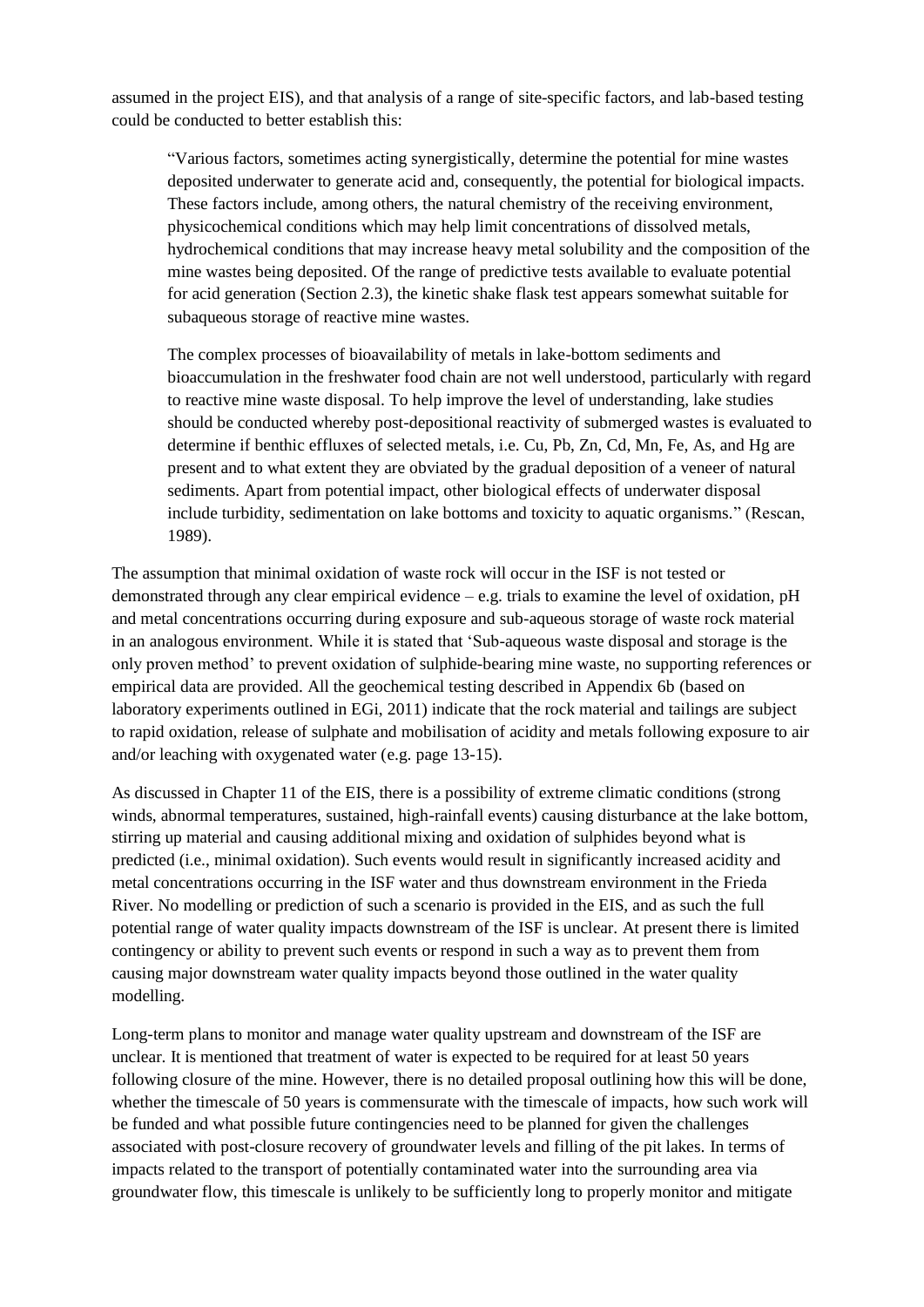assumed in the project EIS), and that analysis of a range of site-specific factors, and lab-based testing could be conducted to better establish this:

> "Various factors, sometimes acting synergistically, determine the potential for mine wastes deposited underwater to generate acid and, consequently, the potential for biological impacts. These factors include, among others, the natural chemistry of the receiving environment, physicochemical conditions which may help limit concentrations of dissolved metals, hydrochemical conditions that may increase heavy metal solubility and the composition of the mine wastes being deposited. Of the range of predictive tests available to evaluate potential for acid generation (Section 2.3), the kinetic shake flask test appears somewhat suitable for subaqueous storage of reactive mine wastes.
>
> The complex processes of bioavailability of metals in lake-bottom sediments and bioaccumulation in the freshwater food chain are not well understood, particularly with regard to reactive mine waste disposal. To help improve the level of understanding, lake studies should be conducted whereby post-depositional reactivity of submerged wastes is evaluated to determine if benthic effluxes of selected metals, i.e. Cu, Pb, Zn, Cd, Mn, Fe, As, and Hg are present and to what extent they are obviated by the gradual deposition of a veneer of natural sediments. Apart from potential impact, other biological effects of underwater disposal include turbidity, sedimentation on lake bottoms and toxicity to aquatic organisms." (Rescan, 1989).

The assumption that minimal oxidation of waste rock will occur in the ISF is not tested or demonstrated through any clear empirical evidence – e.g. trials to examine the level of oxidation, pH and metal concentrations occurring during exposure and sub-aqueous storage of waste rock material in an analogous environment. While it is stated that 'Sub-aqueous waste disposal and storage is the only proven method' to prevent oxidation of sulphide-bearing mine waste, no supporting references or empirical data are provided. All the geochemical testing described in Appendix 6b (based on laboratory experiments outlined in EGi, 2011) indicate that the rock material and tailings are subject to rapid oxidation, release of sulphate and mobilisation of acidity and metals following exposure to air and/or leaching with oxygenated water (e.g. page 13-15).

As discussed in Chapter 11 of the EIS, there is a possibility of extreme climatic conditions (strong winds, abnormal temperatures, sustained, high-rainfall events) causing disturbance at the lake bottom, stirring up material and causing additional mixing and oxidation of sulphides beyond what is predicted (i.e., minimal oxidation). Such events would result in significantly increased acidity and metal concentrations occurring in the ISF water and thus downstream environment in the Frieda River. No modelling or prediction of such a scenario is provided in the EIS, and as such the full potential range of water quality impacts downstream of the ISF is unclear. At present there is limited contingency or ability to prevent such events or respond in such a way as to prevent them from causing major downstream water quality impacts beyond those outlined in the water quality modelling.

Long-term plans to monitor and manage water quality upstream and downstream of the ISF are unclear. It is mentioned that treatment of water is expected to be required for at least 50 years following closure of the mine. However, there is no detailed proposal outlining how this will be done, whether the timescale of 50 years is commensurate with the timescale of impacts, how such work will be funded and what possible future contingencies need to be planned for given the challenges associated with post-closure recovery of groundwater levels and filling of the pit lakes. In terms of impacts related to the transport of potentially contaminated water into the surrounding area via groundwater flow, this timescale is unlikely to be sufficiently long to properly monitor and mitigate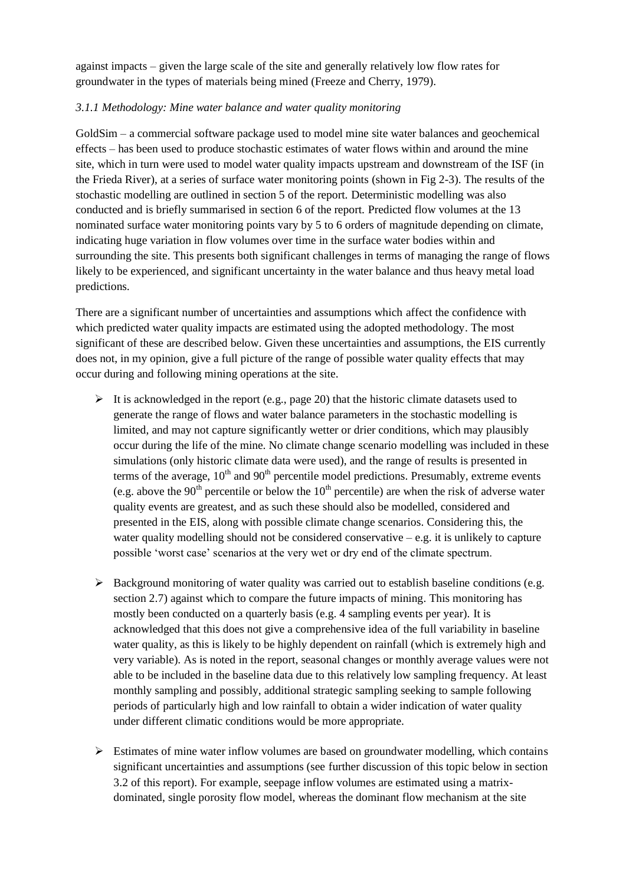against impacts – given the large scale of the site and generally relatively low flow rates for groundwater in the types of materials being mined (Freeze and Cherry, 1979).

### *3.1.1 Methodology: Mine water balance and water quality monitoring*

GoldSim – a commercial software package used to model mine site water balances and geochemical effects – has been used to produce stochastic estimates of water flows within and around the mine site, which in turn were used to model water quality impacts upstream and downstream of the ISF (in the Frieda River), at a series of surface water monitoring points (shown in Fig 2-3). The results of the stochastic modelling are outlined in section 5 of the report. Deterministic modelling was also conducted and is briefly summarised in section 6 of the report. Predicted flow volumes at the 13 nominated surface water monitoring points vary by 5 to 6 orders of magnitude depending on climate, indicating huge variation in flow volumes over time in the surface water bodies within and surrounding the site. This presents both significant challenges in terms of managing the range of flows likely to be experienced, and significant uncertainty in the water balance and thus heavy metal load predictions.

There are a significant number of uncertainties and assumptions which affect the confidence with which predicted water quality impacts are estimated using the adopted methodology. The most significant of these are described below. Given these uncertainties and assumptions, the EIS currently does not, in my opinion, give a full picture of the range of possible water quality effects that may occur during and following mining operations at the site.

- It is acknowledged in the report (e.g., page 20) that the historic climate datasets used to generate the range of flows and water balance parameters in the stochastic modelling is limited, and may not capture significantly wetter or drier conditions, which may plausibly occur during the life of the mine. No climate change scenario modelling was included in these simulations (only historic climate data were used), and the range of results is presented in terms of the average, 10th and 90th percentile model predictions. Presumably, extreme events (e.g. above the 90th percentile or below the 10th percentile) are when the risk of adverse water quality events are greatest, and as such these should also be modelled, considered and presented in the EIS, along with possible climate change scenarios. Considering this, the water quality modelling should not be considered conservative – e.g. it is unlikely to capture possible 'worst case' scenarios at the very wet or dry end of the climate spectrum.

- Background monitoring of water quality was carried out to establish baseline conditions (e.g. section 2.7) against which to compare the future impacts of mining. This monitoring has mostly been conducted on a quarterly basis (e.g. 4 sampling events per year). It is acknowledged that this does not give a comprehensive idea of the full variability in baseline water quality, as this is likely to be highly dependent on rainfall (which is extremely high and very variable). As is noted in the report, seasonal changes or monthly average values were not able to be included in the baseline data due to this relatively low sampling frequency. At least monthly sampling and possibly, additional strategic sampling seeking to sample following periods of particularly high and low rainfall to obtain a wider indication of water quality under different climatic conditions would be more appropriate.

- Estimates of mine water inflow volumes are based on groundwater modelling, which contains significant uncertainties and assumptions (see further discussion of this topic below in section 3.2 of this report). For example, seepage inflow volumes are estimated using a matrix-dominated, single porosity flow model, whereas the dominant flow mechanism at the site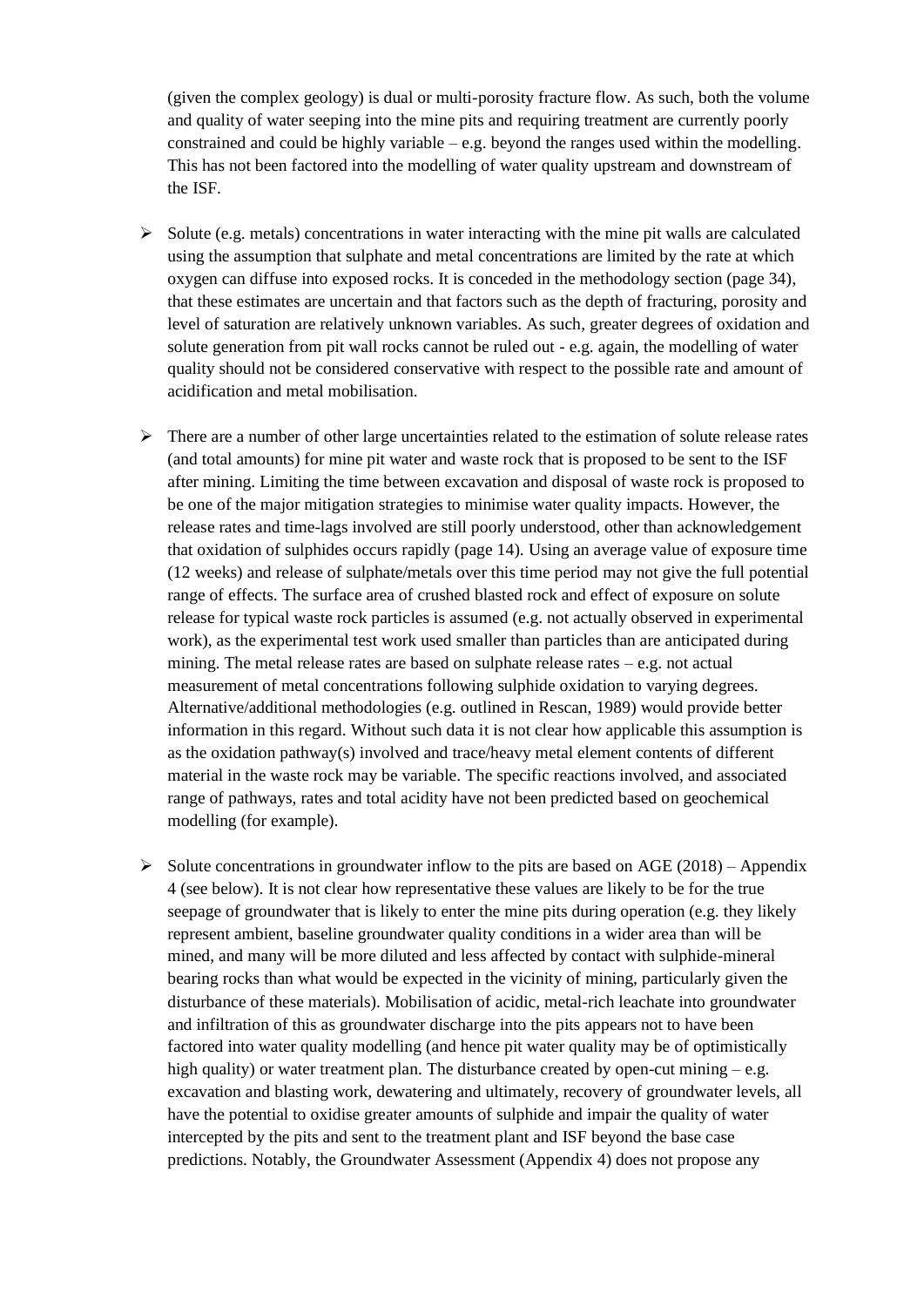(given the complex geology) is dual or multi-porosity fracture flow. As such, both the volume and quality of water seeping into the mine pits and requiring treatment are currently poorly constrained and could be highly variable – e.g. beyond the ranges used within the modelling. This has not been factored into the modelling of water quality upstream and downstream of the ISF.

- Solute (e.g. metals) concentrations in water interacting with the mine pit walls are calculated using the assumption that sulphate and metal concentrations are limited by the rate at which oxygen can diffuse into exposed rocks. It is conceded in the methodology section (page 34), that these estimates are uncertain and that factors such as the depth of fracturing, porosity and level of saturation are relatively unknown variables. As such, greater degrees of oxidation and solute generation from pit wall rocks cannot be ruled out - e.g. again, the modelling of water quality should not be considered conservative with respect to the possible rate and amount of acidification and metal mobilisation.

- There are a number of other large uncertainties related to the estimation of solute release rates (and total amounts) for mine pit water and waste rock that is proposed to be sent to the ISF after mining. Limiting the time between excavation and disposal of waste rock is proposed to be one of the major mitigation strategies to minimise water quality impacts. However, the release rates and time-lags involved are still poorly understood, other than acknowledgement that oxidation of sulphides occurs rapidly (page 14). Using an average value of exposure time (12 weeks) and release of sulphate/metals over this time period may not give the full potential range of effects. The surface area of crushed blasted rock and effect of exposure on solute release for typical waste rock particles is assumed (e.g. not actually observed in experimental work), as the experimental test work used smaller than particles than are anticipated during mining. The metal release rates are based on sulphate release rates – e.g. not actual measurement of metal concentrations following sulphide oxidation to varying degrees. Alternative/additional methodologies (e.g. outlined in Rescan, 1989) would provide better information in this regard. Without such data it is not clear how applicable this assumption is as the oxidation pathway(s) involved and trace/heavy metal element contents of different material in the waste rock may be variable. The specific reactions involved, and associated range of pathways, rates and total acidity have not been predicted based on geochemical modelling (for example).

- Solute concentrations in groundwater inflow to the pits are based on AGE (2018) – Appendix 4 (see below). It is not clear how representative these values are likely to be for the true seepage of groundwater that is likely to enter the mine pits during operation (e.g. they likely represent ambient, baseline groundwater quality conditions in a wider area than will be mined, and many will be more diluted and less affected by contact with sulphide-mineral bearing rocks than what would be expected in the vicinity of mining, particularly given the disturbance of these materials). Mobilisation of acidic, metal-rich leachate into groundwater and infiltration of this as groundwater discharge into the pits appears not to have been factored into water quality modelling (and hence pit water quality may be of optimistically high quality) or water treatment plan. The disturbance created by open-cut mining – e.g. excavation and blasting work, dewatering and ultimately, recovery of groundwater levels, all have the potential to oxidise greater amounts of sulphide and impair the quality of water intercepted by the pits and sent to the treatment plant and ISF beyond the base case predictions. Notably, the Groundwater Assessment (Appendix 4) does not propose any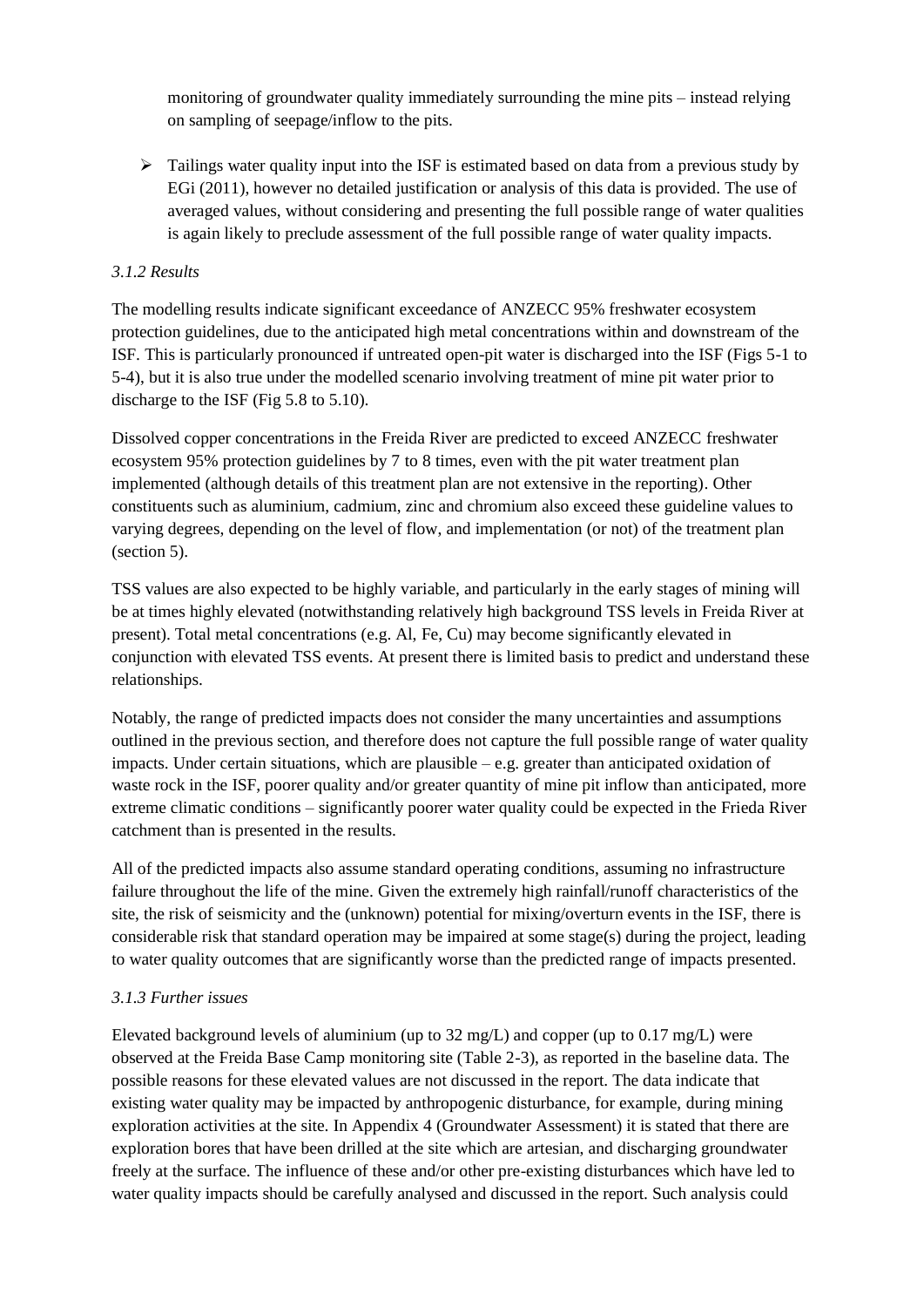monitoring of groundwater quality immediately surrounding the mine pits – instead relying on sampling of seepage/inflow to the pits.

- Tailings water quality input into the ISF is estimated based on data from a previous study by EGi (2011), however no detailed justification or analysis of this data is provided. The use of averaged values, without considering and presenting the full possible range of water qualities is again likely to preclude assessment of the full possible range of water quality impacts.

### *3.1.2 Results*

The modelling results indicate significant exceedance of ANZECC 95% freshwater ecosystem protection guidelines, due to the anticipated high metal concentrations within and downstream of the ISF. This is particularly pronounced if untreated open-pit water is discharged into the ISF (Figs 5-1 to 5-4), but it is also true under the modelled scenario involving treatment of mine pit water prior to discharge to the ISF (Fig 5.8 to 5.10).

Dissolved copper concentrations in the Freida River are predicted to exceed ANZECC freshwater ecosystem 95% protection guidelines by 7 to 8 times, even with the pit water treatment plan implemented (although details of this treatment plan are not extensive in the reporting). Other constituents such as aluminium, cadmium, zinc and chromium also exceed these guideline values to varying degrees, depending on the level of flow, and implementation (or not) of the treatment plan (section 5).

TSS values are also expected to be highly variable, and particularly in the early stages of mining will be at times highly elevated (notwithstanding relatively high background TSS levels in Freida River at present). Total metal concentrations (e.g. Al, Fe, Cu) may become significantly elevated in conjunction with elevated TSS events. At present there is limited basis to predict and understand these relationships.

Notably, the range of predicted impacts does not consider the many uncertainties and assumptions outlined in the previous section, and therefore does not capture the full possible range of water quality impacts. Under certain situations, which are plausible – e.g. greater than anticipated oxidation of waste rock in the ISF, poorer quality and/or greater quantity of mine pit inflow than anticipated, more extreme climatic conditions – significantly poorer water quality could be expected in the Frieda River catchment than is presented in the results.

All of the predicted impacts also assume standard operating conditions, assuming no infrastructure failure throughout the life of the mine. Given the extremely high rainfall/runoff characteristics of the site, the risk of seismicity and the (unknown) potential for mixing/overturn events in the ISF, there is considerable risk that standard operation may be impaired at some stage(s) during the project, leading to water quality outcomes that are significantly worse than the predicted range of impacts presented.

### *3.1.3 Further issues*

Elevated background levels of aluminium (up to 32 mg/L) and copper (up to 0.17 mg/L) were observed at the Freida Base Camp monitoring site (Table 2-3), as reported in the baseline data. The possible reasons for these elevated values are not discussed in the report. The data indicate that existing water quality may be impacted by anthropogenic disturbance, for example, during mining exploration activities at the site. In Appendix 4 (Groundwater Assessment) it is stated that there are exploration bores that have been drilled at the site which are artesian, and discharging groundwater freely at the surface. The influence of these and/or other pre-existing disturbances which have led to water quality impacts should be carefully analysed and discussed in the report. Such analysis could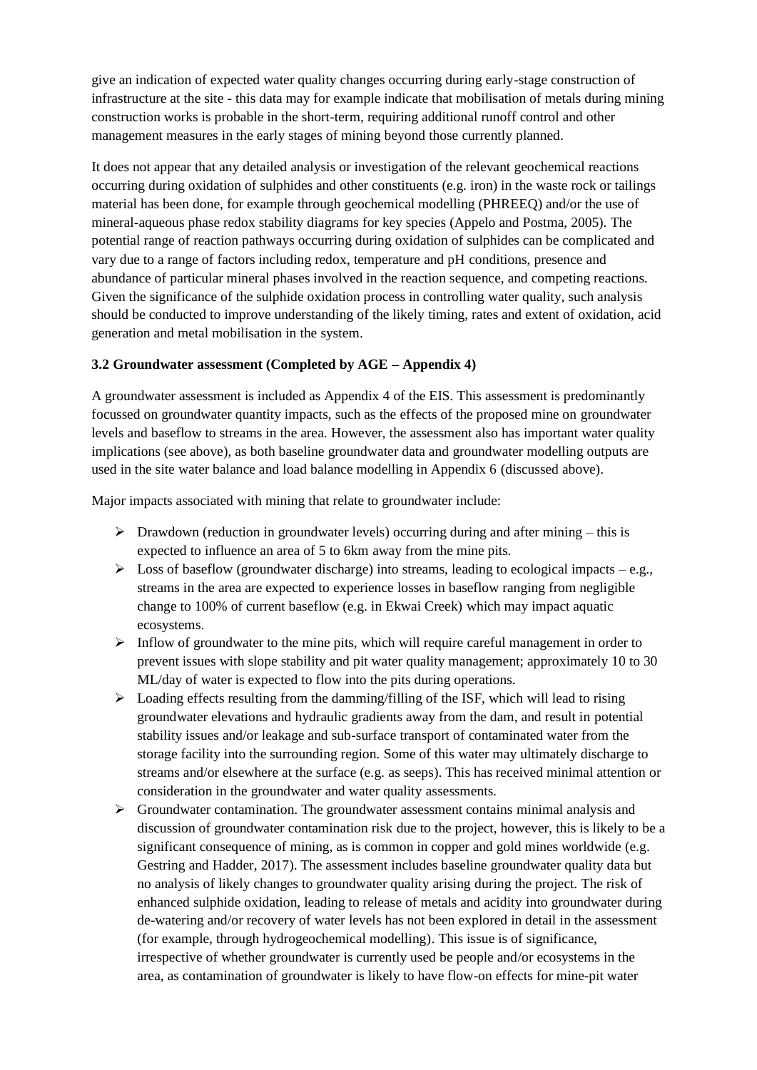give an indication of expected water quality changes occurring during early-stage construction of infrastructure at the site - this data may for example indicate that mobilisation of metals during mining construction works is probable in the short-term, requiring additional runoff control and other management measures in the early stages of mining beyond those currently planned.

It does not appear that any detailed analysis or investigation of the relevant geochemical reactions occurring during oxidation of sulphides and other constituents (e.g. iron) in the waste rock or tailings material has been done, for example through geochemical modelling (PHREEQ) and/or the use of mineral-aqueous phase redox stability diagrams for key species (Appelo and Postma, 2005). The potential range of reaction pathways occurring during oxidation of sulphides can be complicated and vary due to a range of factors including redox, temperature and pH conditions, presence and abundance of particular mineral phases involved in the reaction sequence, and competing reactions. Given the significance of the sulphide oxidation process in controlling water quality, such analysis should be conducted to improve understanding of the likely timing, rates and extent of oxidation, acid generation and metal mobilisation in the system.

### 3.2 Groundwater assessment (Completed by AGE – Appendix 4)

A groundwater assessment is included as Appendix 4 of the EIS. This assessment is predominantly focussed on groundwater quantity impacts, such as the effects of the proposed mine on groundwater levels and baseflow to streams in the area. However, the assessment also has important water quality implications (see above), as both baseline groundwater data and groundwater modelling outputs are used in the site water balance and load balance modelling in Appendix 6 (discussed above).

Major impacts associated with mining that relate to groundwater include:

- Drawdown (reduction in groundwater levels) occurring during and after mining – this is expected to influence an area of 5 to 6km away from the mine pits.
- Loss of baseflow (groundwater discharge) into streams, leading to ecological impacts – e.g., streams in the area are expected to experience losses in baseflow ranging from negligible change to 100% of current baseflow (e.g. in Ekwai Creek) which may impact aquatic ecosystems.
- Inflow of groundwater to the mine pits, which will require careful management in order to prevent issues with slope stability and pit water quality management; approximately 10 to 30 ML/day of water is expected to flow into the pits during operations.
- Loading effects resulting from the damming/filling of the ISF, which will lead to rising groundwater elevations and hydraulic gradients away from the dam, and result in potential stability issues and/or leakage and sub-surface transport of contaminated water from the storage facility into the surrounding region. Some of this water may ultimately discharge to streams and/or elsewhere at the surface (e.g. as seeps). This has received minimal attention or consideration in the groundwater and water quality assessments.
- Groundwater contamination. The groundwater assessment contains minimal analysis and discussion of groundwater contamination risk due to the project, however, this is likely to be a significant consequence of mining, as is common in copper and gold mines worldwide (e.g. Gestring and Hadder, 2017). The assessment includes baseline groundwater quality data but no analysis of likely changes to groundwater quality arising during the project. The risk of enhanced sulphide oxidation, leading to release of metals and acidity into groundwater during de-watering and/or recovery of water levels has not been explored in detail in the assessment (for example, through hydrogeochemical modelling). This issue is of significance, irrespective of whether groundwater is currently used be people and/or ecosystems in the area, as contamination of groundwater is likely to have flow-on effects for mine-pit water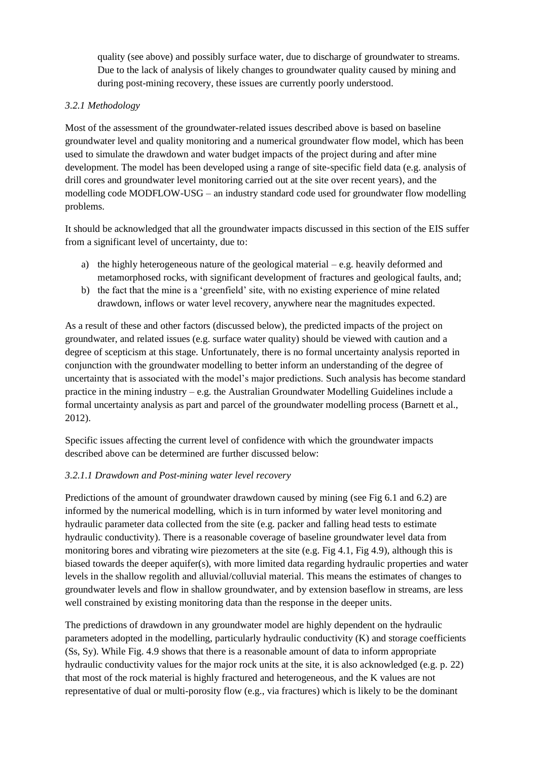quality (see above) and possibly surface water, due to discharge of groundwater to streams. Due to the lack of analysis of likely changes to groundwater quality caused by mining and during post-mining recovery, these issues are currently poorly understood.

*3.2.1 Methodology*

Most of the assessment of the groundwater-related issues described above is based on baseline groundwater level and quality monitoring and a numerical groundwater flow model, which has been used to simulate the drawdown and water budget impacts of the project during and after mine development. The model has been developed using a range of site-specific field data (e.g. analysis of drill cores and groundwater level monitoring carried out at the site over recent years), and the modelling code MODFLOW-USG – an industry standard code used for groundwater flow modelling problems.

It should be acknowledged that all the groundwater impacts discussed in this section of the EIS suffer from a significant level of uncertainty, due to:

a) the highly heterogeneous nature of the geological material – e.g. heavily deformed and metamorphosed rocks, with significant development of fractures and geological faults, and;
b) the fact that the mine is a 'greenfield' site, with no existing experience of mine related drawdown, inflows or water level recovery, anywhere near the magnitudes expected.

As a result of these and other factors (discussed below), the predicted impacts of the project on groundwater, and related issues (e.g. surface water quality) should be viewed with caution and a degree of scepticism at this stage. Unfortunately, there is no formal uncertainty analysis reported in conjunction with the groundwater modelling to better inform an understanding of the degree of uncertainty that is associated with the model's major predictions. Such analysis has become standard practice in the mining industry – e.g. the Australian Groundwater Modelling Guidelines include a formal uncertainty analysis as part and parcel of the groundwater modelling process (Barnett et al., 2012).

Specific issues affecting the current level of confidence with which the groundwater impacts described above can be determined are further discussed below:

*3.2.1.1 Drawdown and Post-mining water level recovery*

Predictions of the amount of groundwater drawdown caused by mining (see Fig 6.1 and 6.2) are informed by the numerical modelling, which is in turn informed by water level monitoring and hydraulic parameter data collected from the site (e.g. packer and falling head tests to estimate hydraulic conductivity). There is a reasonable coverage of baseline groundwater level data from monitoring bores and vibrating wire piezometers at the site (e.g. Fig 4.1, Fig 4.9), although this is biased towards the deeper aquifer(s), with more limited data regarding hydraulic properties and water levels in the shallow regolith and alluvial/colluvial material. This means the estimates of changes to groundwater levels and flow in shallow groundwater, and by extension baseflow in streams, are less well constrained by existing monitoring data than the response in the deeper units.

The predictions of drawdown in any groundwater model are highly dependent on the hydraulic parameters adopted in the modelling, particularly hydraulic conductivity (K) and storage coefficients (Ss, Sy). While Fig. 4.9 shows that there is a reasonable amount of data to inform appropriate hydraulic conductivity values for the major rock units at the site, it is also acknowledged (e.g. p. 22) that most of the rock material is highly fractured and heterogeneous, and the K values are not representative of dual or multi-porosity flow (e.g., via fractures) which is likely to be the dominant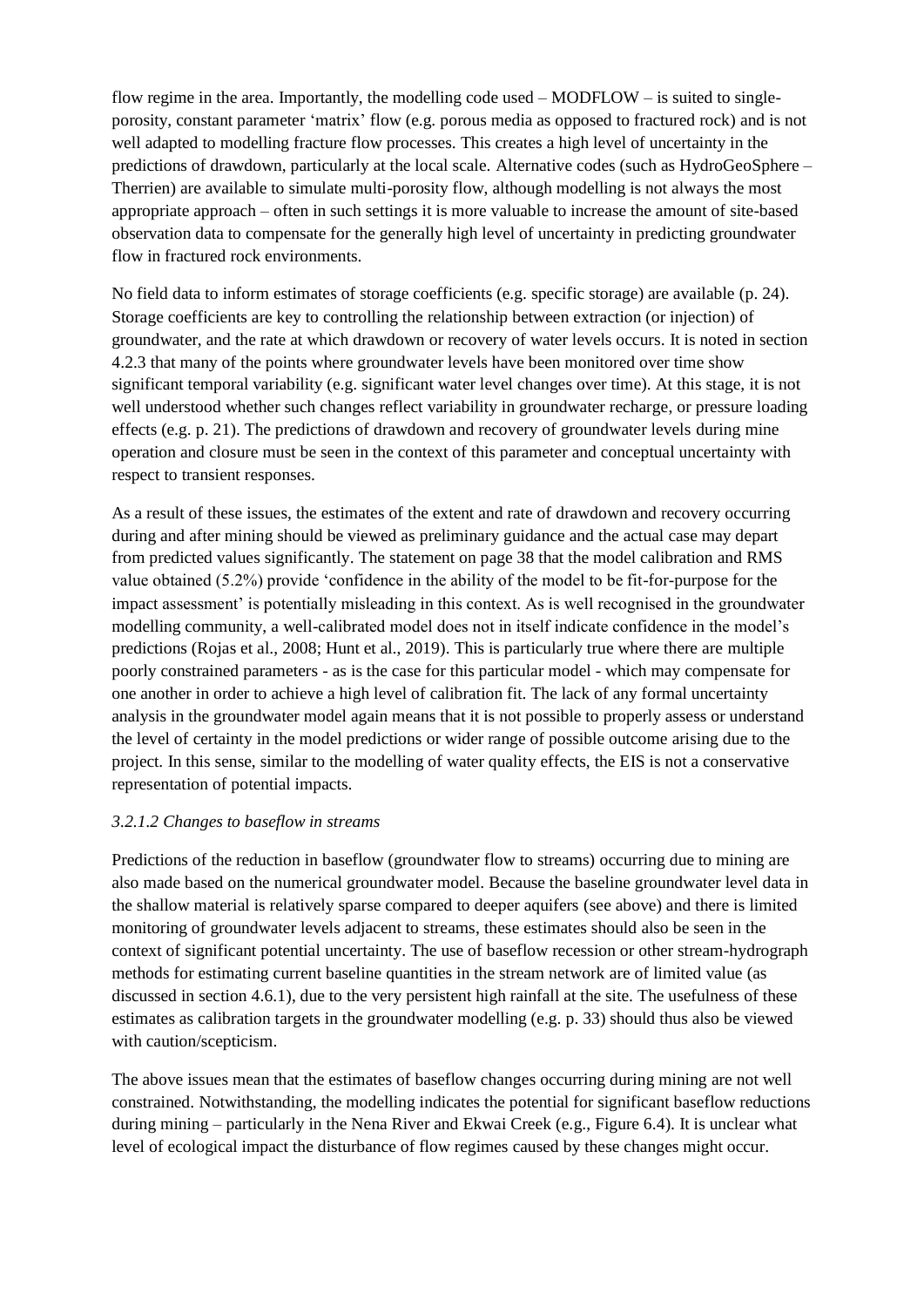flow regime in the area. Importantly, the modelling code used – MODFLOW – is suited to single-porosity, constant parameter 'matrix' flow (e.g. porous media as opposed to fractured rock) and is not well adapted to modelling fracture flow processes. This creates a high level of uncertainty in the predictions of drawdown, particularly at the local scale. Alternative codes (such as HydroGeoSphere – Therrien) are available to simulate multi-porosity flow, although modelling is not always the most appropriate approach – often in such settings it is more valuable to increase the amount of site-based observation data to compensate for the generally high level of uncertainty in predicting groundwater flow in fractured rock environments.

No field data to inform estimates of storage coefficients (e.g. specific storage) are available (p. 24). Storage coefficients are key to controlling the relationship between extraction (or injection) of groundwater, and the rate at which drawdown or recovery of water levels occurs. It is noted in section 4.2.3 that many of the points where groundwater levels have been monitored over time show significant temporal variability (e.g. significant water level changes over time). At this stage, it is not well understood whether such changes reflect variability in groundwater recharge, or pressure loading effects (e.g. p. 21). The predictions of drawdown and recovery of groundwater levels during mine operation and closure must be seen in the context of this parameter and conceptual uncertainty with respect to transient responses.

As a result of these issues, the estimates of the extent and rate of drawdown and recovery occurring during and after mining should be viewed as preliminary guidance and the actual case may depart from predicted values significantly. The statement on page 38 that the model calibration and RMS value obtained (5.2%) provide 'confidence in the ability of the model to be fit-for-purpose for the impact assessment' is potentially misleading in this context. As is well recognised in the groundwater modelling community, a well-calibrated model does not in itself indicate confidence in the model's predictions (Rojas et al., 2008; Hunt et al., 2019). This is particularly true where there are multiple poorly constrained parameters - as is the case for this particular model - which may compensate for one another in order to achieve a high level of calibration fit. The lack of any formal uncertainty analysis in the groundwater model again means that it is not possible to properly assess or understand the level of certainty in the model predictions or wider range of possible outcome arising due to the project. In this sense, similar to the modelling of water quality effects, the EIS is not a conservative representation of potential impacts.

#### *3.2.1.2 Changes to baseflow in streams*

Predictions of the reduction in baseflow (groundwater flow to streams) occurring due to mining are also made based on the numerical groundwater model. Because the baseline groundwater level data in the shallow material is relatively sparse compared to deeper aquifers (see above) and there is limited monitoring of groundwater levels adjacent to streams, these estimates should also be seen in the context of significant potential uncertainty. The use of baseflow recession or other stream-hydrograph methods for estimating current baseline quantities in the stream network are of limited value (as discussed in section 4.6.1), due to the very persistent high rainfall at the site. The usefulness of these estimates as calibration targets in the groundwater modelling (e.g. p. 33) should thus also be viewed with caution/scepticism.

The above issues mean that the estimates of baseflow changes occurring during mining are not well constrained. Notwithstanding, the modelling indicates the potential for significant baseflow reductions during mining – particularly in the Nena River and Ekwai Creek (e.g., Figure 6.4). It is unclear what level of ecological impact the disturbance of flow regimes caused by these changes might occur.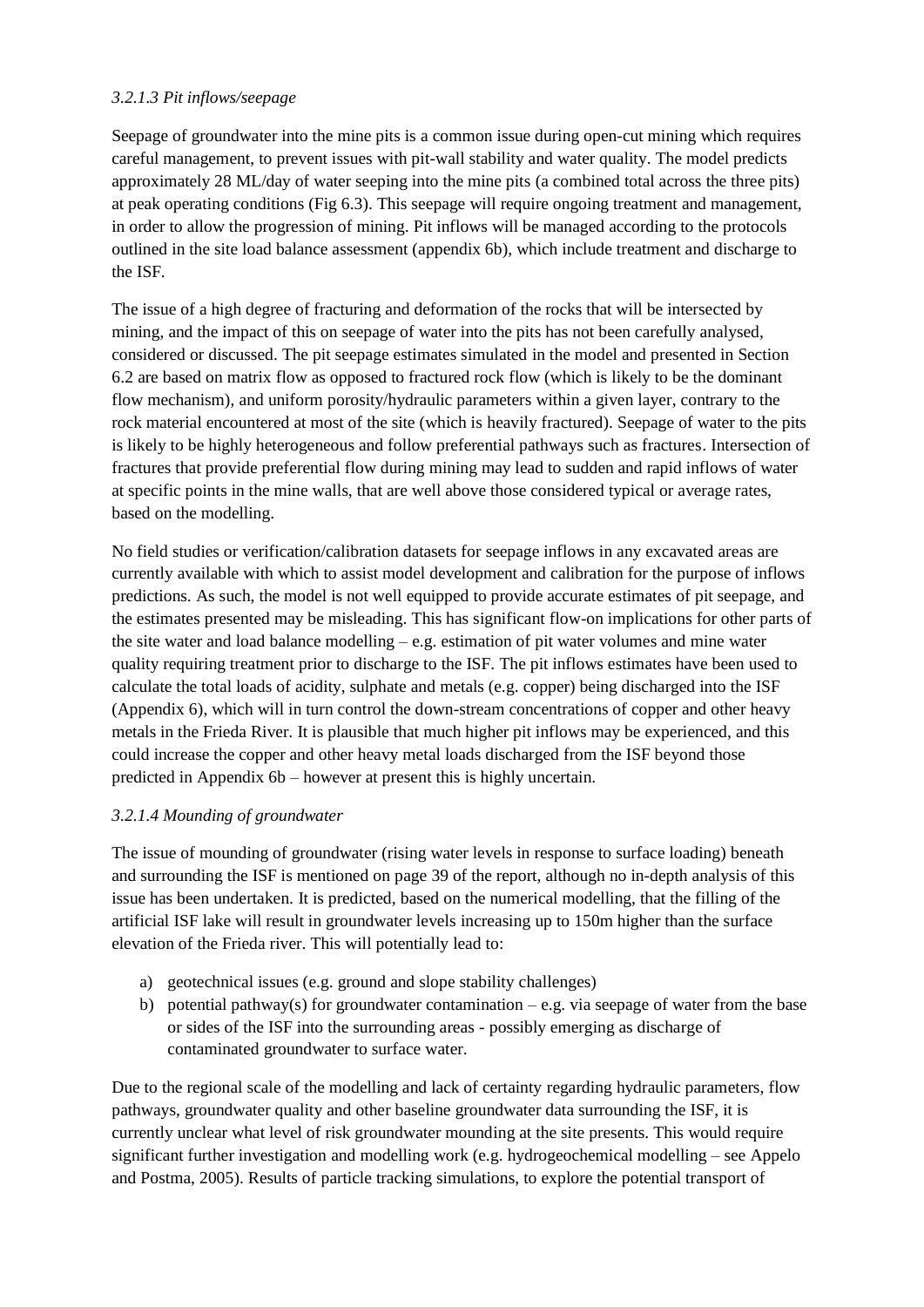### *3.2.1.3 Pit inflows/seepage*

Seepage of groundwater into the mine pits is a common issue during open-cut mining which requires careful management, to prevent issues with pit-wall stability and water quality. The model predicts approximately 28 ML/day of water seeping into the mine pits (a combined total across the three pits) at peak operating conditions (Fig 6.3). This seepage will require ongoing treatment and management, in order to allow the progression of mining. Pit inflows will be managed according to the protocols outlined in the site load balance assessment (appendix 6b), which include treatment and discharge to the ISF.

The issue of a high degree of fracturing and deformation of the rocks that will be intersected by mining, and the impact of this on seepage of water into the pits has not been carefully analysed, considered or discussed. The pit seepage estimates simulated in the model and presented in Section 6.2 are based on matrix flow as opposed to fractured rock flow (which is likely to be the dominant flow mechanism), and uniform porosity/hydraulic parameters within a given layer, contrary to the rock material encountered at most of the site (which is heavily fractured). Seepage of water to the pits is likely to be highly heterogeneous and follow preferential pathways such as fractures. Intersection of fractures that provide preferential flow during mining may lead to sudden and rapid inflows of water at specific points in the mine walls, that are well above those considered typical or average rates, based on the modelling.

No field studies or verification/calibration datasets for seepage inflows in any excavated areas are currently available with which to assist model development and calibration for the purpose of inflows predictions. As such, the model is not well equipped to provide accurate estimates of pit seepage, and the estimates presented may be misleading. This has significant flow-on implications for other parts of the site water and load balance modelling – e.g. estimation of pit water volumes and mine water quality requiring treatment prior to discharge to the ISF. The pit inflows estimates have been used to calculate the total loads of acidity, sulphate and metals (e.g. copper) being discharged into the ISF (Appendix 6), which will in turn control the down-stream concentrations of copper and other heavy metals in the Frieda River. It is plausible that much higher pit inflows may be experienced, and this could increase the copper and other heavy metal loads discharged from the ISF beyond those predicted in Appendix 6b – however at present this is highly uncertain.

### *3.2.1.4 Mounding of groundwater*

The issue of mounding of groundwater (rising water levels in response to surface loading) beneath and surrounding the ISF is mentioned on page 39 of the report, although no in-depth analysis of this issue has been undertaken. It is predicted, based on the numerical modelling, that the filling of the artificial ISF lake will result in groundwater levels increasing up to 150m higher than the surface elevation of the Frieda river. This will potentially lead to:

a) geotechnical issues (e.g. ground and slope stability challenges)
b) potential pathway(s) for groundwater contamination – e.g. via seepage of water from the base or sides of the ISF into the surrounding areas - possibly emerging as discharge of contaminated groundwater to surface water.

Due to the regional scale of the modelling and lack of certainty regarding hydraulic parameters, flow pathways, groundwater quality and other baseline groundwater data surrounding the ISF, it is currently unclear what level of risk groundwater mounding at the site presents. This would require significant further investigation and modelling work (e.g. hydrogeochemical modelling – see Appelo and Postma, 2005). Results of particle tracking simulations, to explore the potential transport of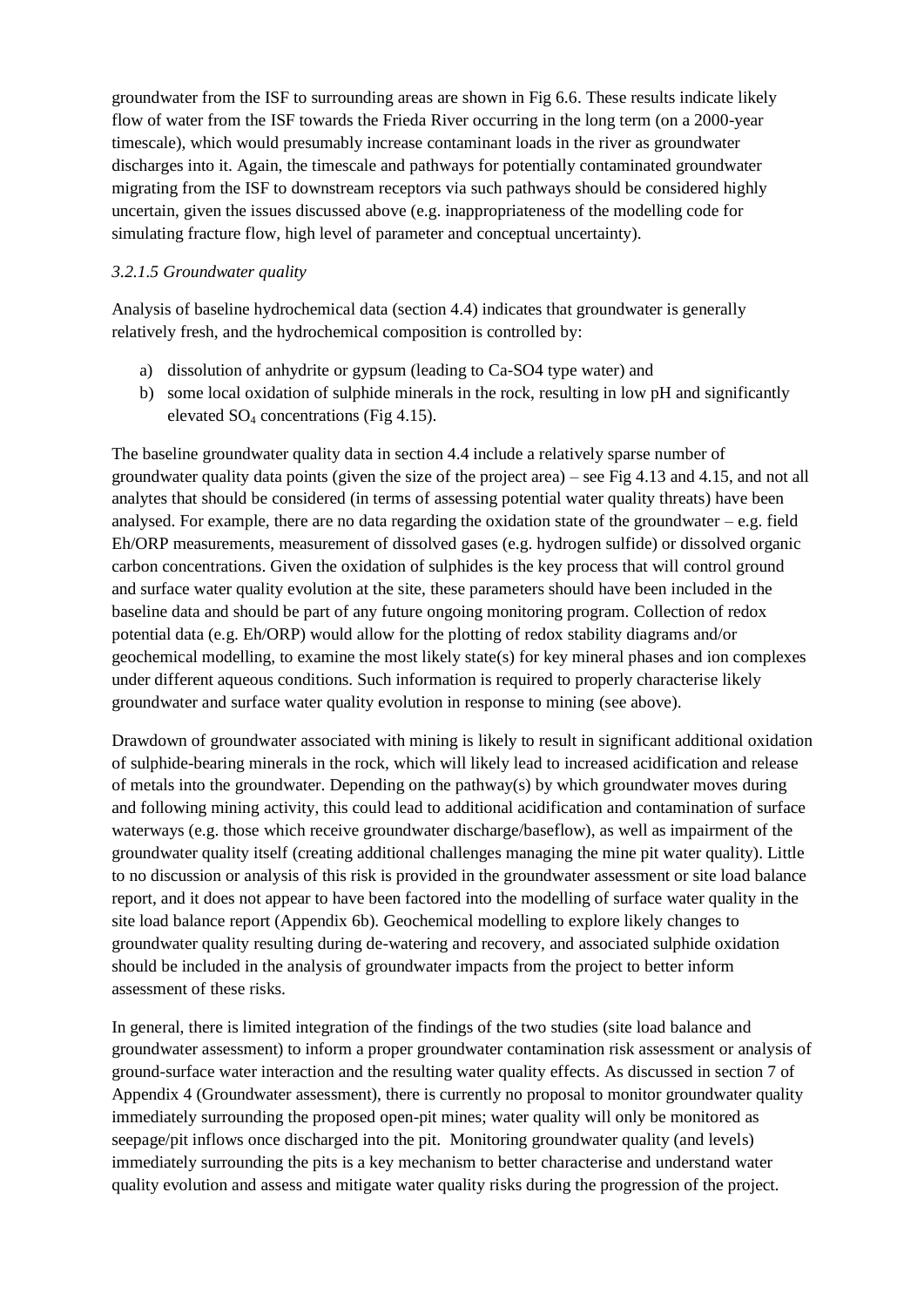groundwater from the ISF to surrounding areas are shown in Fig 6.6. These results indicate likely flow of water from the ISF towards the Frieda River occurring in the long term (on a 2000-year timescale), which would presumably increase contaminant loads in the river as groundwater discharges into it. Again, the timescale and pathways for potentially contaminated groundwater migrating from the ISF to downstream receptors via such pathways should be considered highly uncertain, given the issues discussed above (e.g. inappropriateness of the modelling code for simulating fracture flow, high level of parameter and conceptual uncertainty).

*3.2.1.5 Groundwater quality*

Analysis of baseline hydrochemical data (section 4.4) indicates that groundwater is generally relatively fresh, and the hydrochemical composition is controlled by:

a) dissolution of anhydrite or gypsum (leading to Ca-SO4 type water) and
b) some local oxidation of sulphide minerals in the rock, resulting in low pH and significantly elevated $SO_4$ concentrations (Fig 4.15).

The baseline groundwater quality data in section 4.4 include a relatively sparse number of groundwater quality data points (given the size of the project area) – see Fig 4.13 and 4.15, and not all analytes that should be considered (in terms of assessing potential water quality threats) have been analysed. For example, there are no data regarding the oxidation state of the groundwater – e.g. field Eh/ORP measurements, measurement of dissolved gases (e.g. hydrogen sulfide) or dissolved organic carbon concentrations. Given the oxidation of sulphides is the key process that will control ground and surface water quality evolution at the site, these parameters should have been included in the baseline data and should be part of any future ongoing monitoring program. Collection of redox potential data (e.g. Eh/ORP) would allow for the plotting of redox stability diagrams and/or geochemical modelling, to examine the most likely state(s) for key mineral phases and ion complexes under different aqueous conditions. Such information is required to properly characterise likely groundwater and surface water quality evolution in response to mining (see above).

Drawdown of groundwater associated with mining is likely to result in significant additional oxidation of sulphide-bearing minerals in the rock, which will likely lead to increased acidification and release of metals into the groundwater. Depending on the pathway(s) by which groundwater moves during and following mining activity, this could lead to additional acidification and contamination of surface waterways (e.g. those which receive groundwater discharge/baseflow), as well as impairment of the groundwater quality itself (creating additional challenges managing the mine pit water quality). Little to no discussion or analysis of this risk is provided in the groundwater assessment or site load balance report, and it does not appear to have been factored into the modelling of surface water quality in the site load balance report (Appendix 6b). Geochemical modelling to explore likely changes to groundwater quality resulting during de-watering and recovery, and associated sulphide oxidation should be included in the analysis of groundwater impacts from the project to better inform assessment of these risks.

In general, there is limited integration of the findings of the two studies (site load balance and groundwater assessment) to inform a proper groundwater contamination risk assessment or analysis of ground-surface water interaction and the resulting water quality effects. As discussed in section 7 of Appendix 4 (Groundwater assessment), there is currently no proposal to monitor groundwater quality immediately surrounding the proposed open-pit mines; water quality will only be monitored as seepage/pit inflows once discharged into the pit. Monitoring groundwater quality (and levels) immediately surrounding the pits is a key mechanism to better characterise and understand water quality evolution and assess and mitigate water quality risks during the progression of the project.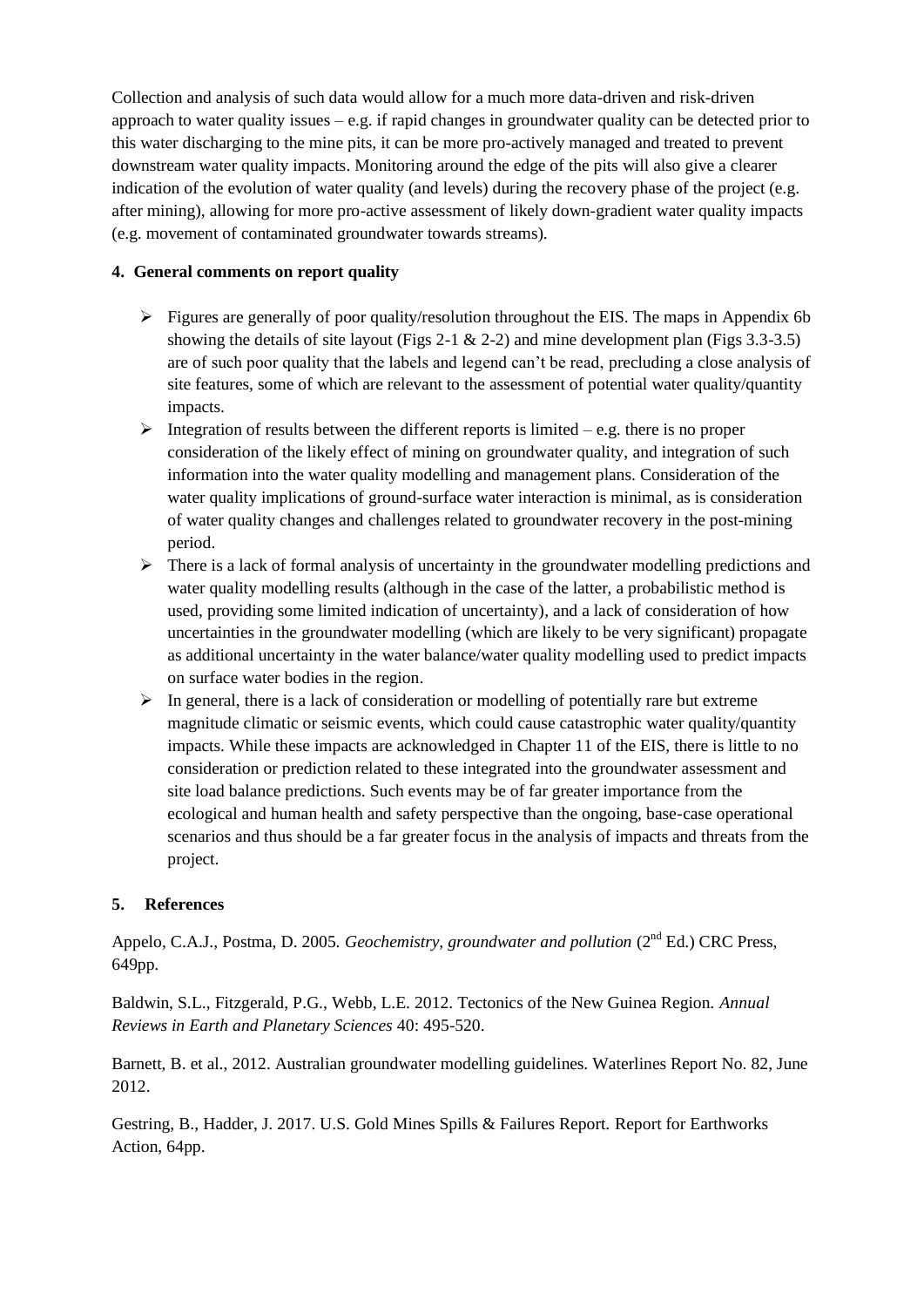Collection and analysis of such data would allow for a much more data-driven and risk-driven approach to water quality issues – e.g. if rapid changes in groundwater quality can be detected prior to this water discharging to the mine pits, it can be more pro-actively managed and treated to prevent downstream water quality impacts. Monitoring around the edge of the pits will also give a clearer indication of the evolution of water quality (and levels) during the recovery phase of the project (e.g. after mining), allowing for more pro-active assessment of likely down-gradient water quality impacts (e.g. movement of contaminated groundwater towards streams).

## 4. General comments on report quality

- Figures are generally of poor quality/resolution throughout the EIS. The maps in Appendix 6b showing the details of site layout (Figs 2-1 & 2-2) and mine development plan (Figs 3.3-3.5) are of such poor quality that the labels and legend can't be read, precluding a close analysis of site features, some of which are relevant to the assessment of potential water quality/quantity impacts.
- Integration of results between the different reports is limited – e.g. there is no proper consideration of the likely effect of mining on groundwater quality, and integration of such information into the water quality modelling and management plans. Consideration of the water quality implications of ground-surface water interaction is minimal, as is consideration of water quality changes and challenges related to groundwater recovery in the post-mining period.
- There is a lack of formal analysis of uncertainty in the groundwater modelling predictions and water quality modelling results (although in the case of the latter, a probabilistic method is used, providing some limited indication of uncertainty), and a lack of consideration of how uncertainties in the groundwater modelling (which are likely to be very significant) propagate as additional uncertainty in the water balance/water quality modelling used to predict impacts on surface water bodies in the region.
- In general, there is a lack of consideration or modelling of potentially rare but extreme magnitude climatic or seismic events, which could cause catastrophic water quality/quantity impacts. While these impacts are acknowledged in Chapter 11 of the EIS, there is little to no consideration or prediction related to these integrated into the groundwater assessment and site load balance predictions. Such events may be of far greater importance from the ecological and human health and safety perspective than the ongoing, base-case operational scenarios and thus should be a far greater focus in the analysis of impacts and threats from the project.

## 5. References

Appelo, C.A.J., Postma, D. 2005. *Geochemistry, groundwater and pollution* (2nd Ed.) CRC Press, 649pp.

Baldwin, S.L., Fitzgerald, P.G., Webb, L.E. 2012. Tectonics of the New Guinea Region. *Annual Reviews in Earth and Planetary Sciences* 40: 495-520.

Barnett, B. et al., 2012. Australian groundwater modelling guidelines. Waterlines Report No. 82, June 2012.

Gestring, B., Hadder, J. 2017. U.S. Gold Mines Spills & Failures Report. Report for Earthworks Action, 64pp.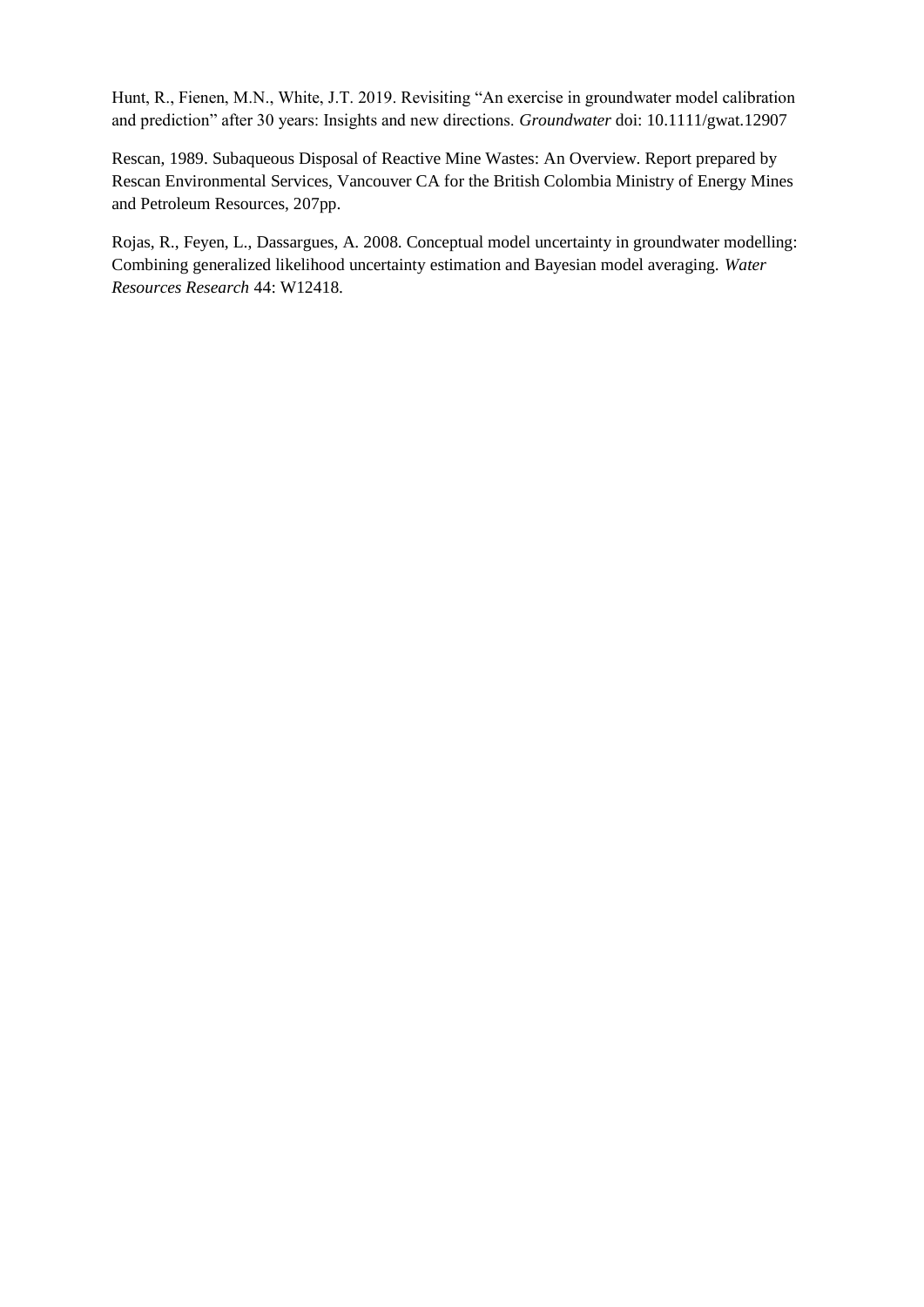Hunt, R., Fienen, M.N., White, J.T. 2019. Revisiting "An exercise in groundwater model calibration and prediction" after 30 years: Insights and new directions. *Groundwater* doi: 10.1111/gwat.12907

Rescan, 1989. Subaqueous Disposal of Reactive Mine Wastes: An Overview. Report prepared by Rescan Environmental Services, Vancouver CA for the British Colombia Ministry of Energy Mines and Petroleum Resources, 207pp.

Rojas, R., Feyen, L., Dassargues, A. 2008. Conceptual model uncertainty in groundwater modelling: Combining generalized likelihood uncertainty estimation and Bayesian model averaging. *Water Resources Research* 44: W12418.